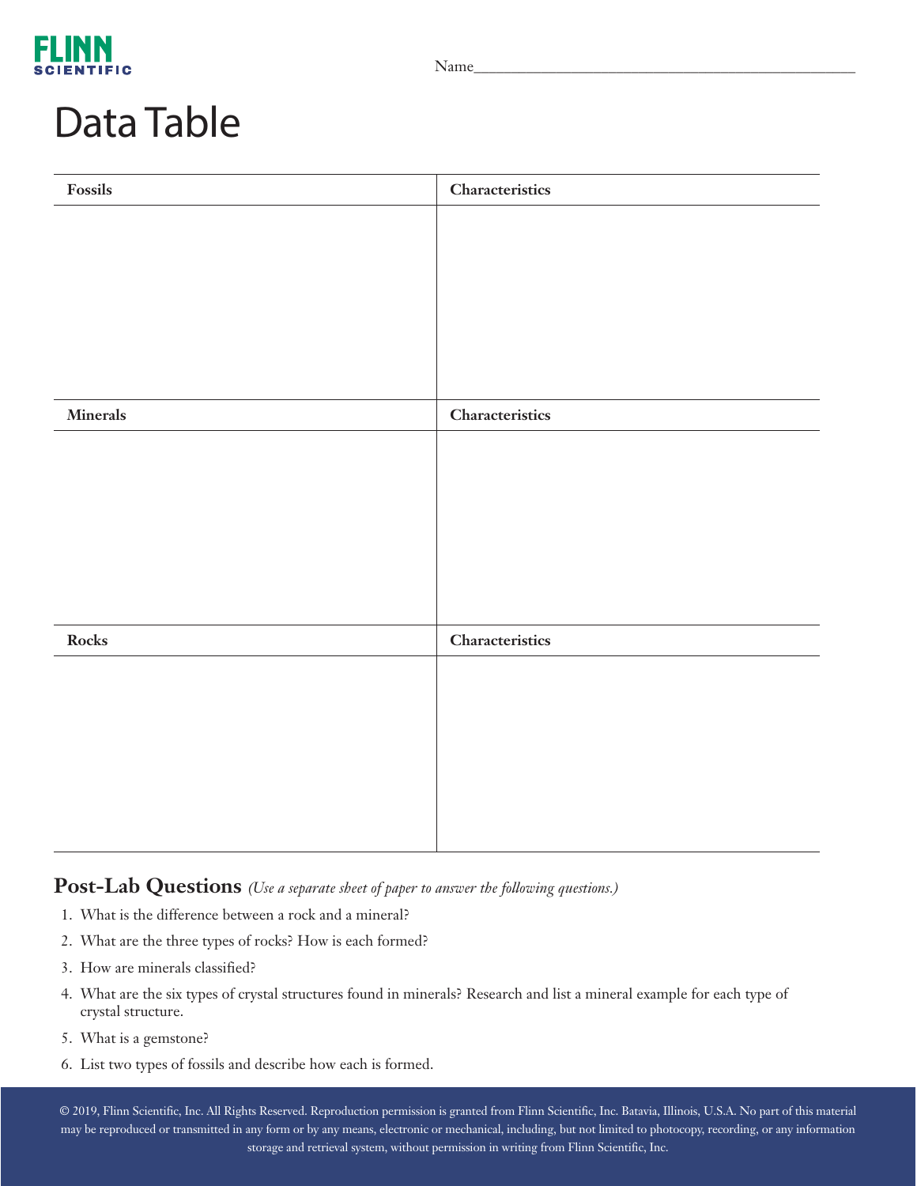FLINN SCIENTIFIC

Name\_\_\_\_\_\_\_\_\_\_\_\_\_\_\_\_\_\_\_\_\_\_\_\_\_\_\_\_\_\_\_\_\_\_\_\_\_\_\_\_\_\_\_\_\_\_\_\_

# Data Table

| Fossils | Characteristics |
|---|---|
| | |

| Minerals | Characteristics |
|---|---|
| | |

| Rocks | Characteristics |
|---|---|
| | |

## Post-Lab Questions *(Use a separate sheet of paper to answer the following questions.)*

1. What is the difference between a rock and a mineral?
2. What are the three types of rocks? How is each formed?
3. How are minerals classified?
4. What are the six types of crystal structures found in minerals? Research and list a mineral example for each type of crystal structure.
5. What is a gemstone?
6. List two types of fossils and describe how each is formed.

© 2019, Flinn Scientific, Inc. All Rights Reserved. Reproduction permission is granted from Flinn Scientific, Inc. Batavia, Illinois, U.S.A. No part of this material may be reproduced or transmitted in any form or by any means, electronic or mechanical, including, but not limited to photocopy, recording, or any information storage and retrieval system, without permission in writing from Flinn Scientific, Inc.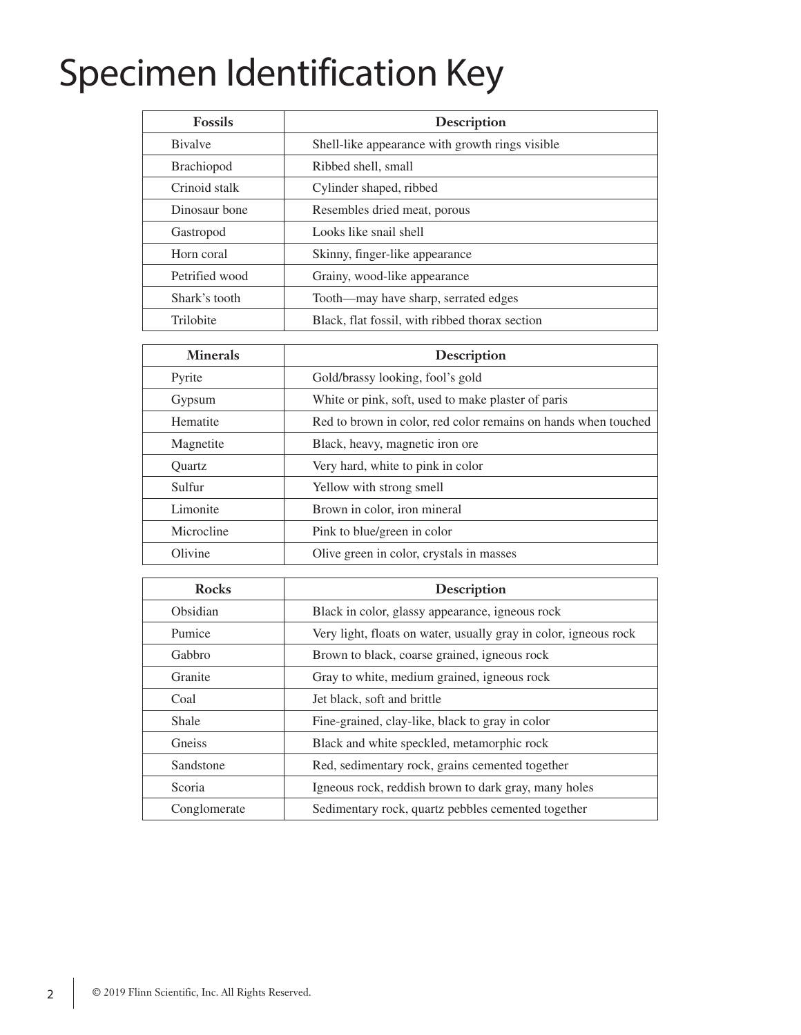# Specimen Identification Key

| Fossils | Description |
|---|---|
| Bivalve | Shell-like appearance with growth rings visible |
| Brachiopod | Ribbed shell, small |
| Crinoid stalk | Cylinder shaped, ribbed |
| Dinosaur bone | Resembles dried meat, porous |
| Gastropod | Looks like snail shell |
| Horn coral | Skinny, finger-like appearance |
| Petrified wood | Grainy, wood-like appearance |
| Shark's tooth | Tooth—may have sharp, serrated edges |
| Trilobite | Black, flat fossil, with ribbed thorax section |

| Minerals | Description |
|---|---|
| Pyrite | Gold/brassy looking, fool's gold |
| Gypsum | White or pink, soft, used to make plaster of paris |
| Hematite | Red to brown in color, red color remains on hands when touched |
| Magnetite | Black, heavy, magnetic iron ore |
| Quartz | Very hard, white to pink in color |
| Sulfur | Yellow with strong smell |
| Limonite | Brown in color, iron mineral |
| Microcline | Pink to blue/green in color |
| Olivine | Olive green in color, crystals in masses |

| Rocks | Description |
|---|---|
| Obsidian | Black in color, glassy appearance, igneous rock |
| Pumice | Very light, floats on water, usually gray in color, igneous rock |
| Gabbro | Brown to black, coarse grained, igneous rock |
| Granite | Gray to white, medium grained, igneous rock |
| Coal | Jet black, soft and brittle |
| Shale | Fine-grained, clay-like, black to gray in color |
| Gneiss | Black and white speckled, metamorphic rock |
| Sandstone | Red, sedimentary rock, grains cemented together |
| Scoria | Igneous rock, reddish brown to dark gray, many holes |
| Conglomerate | Sedimentary rock, quartz pebbles cemented together |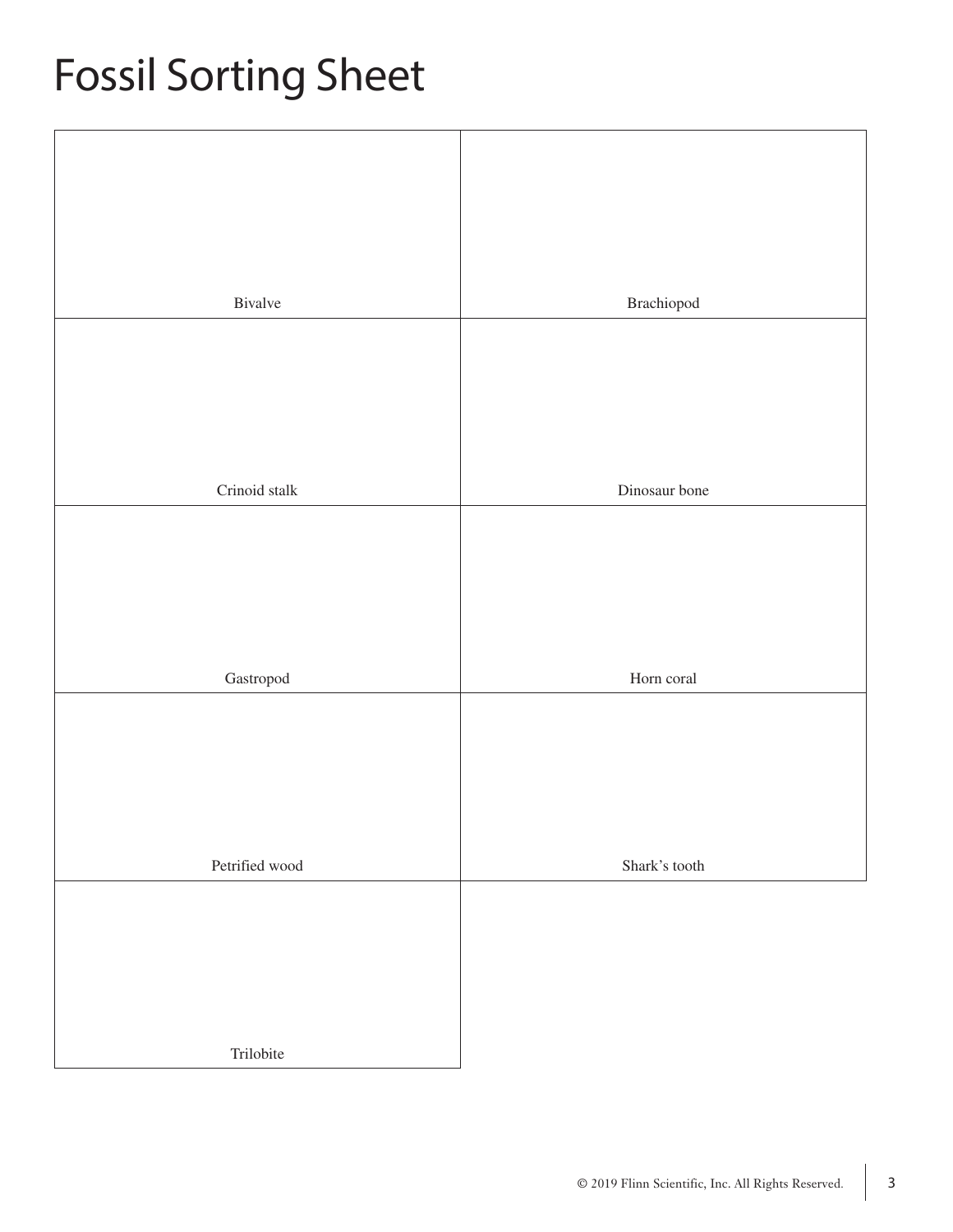# Fossil Sorting Sheet

| | |
|---|---|
| Bivalve | Brachiopod |
| Crinoid stalk | Dinosaur bone |
| Gastropod | Horn coral |
| Petrified wood | Shark's tooth |
| Trilobite | |

© 2019 Flinn Scientific, Inc. All Rights Reserved.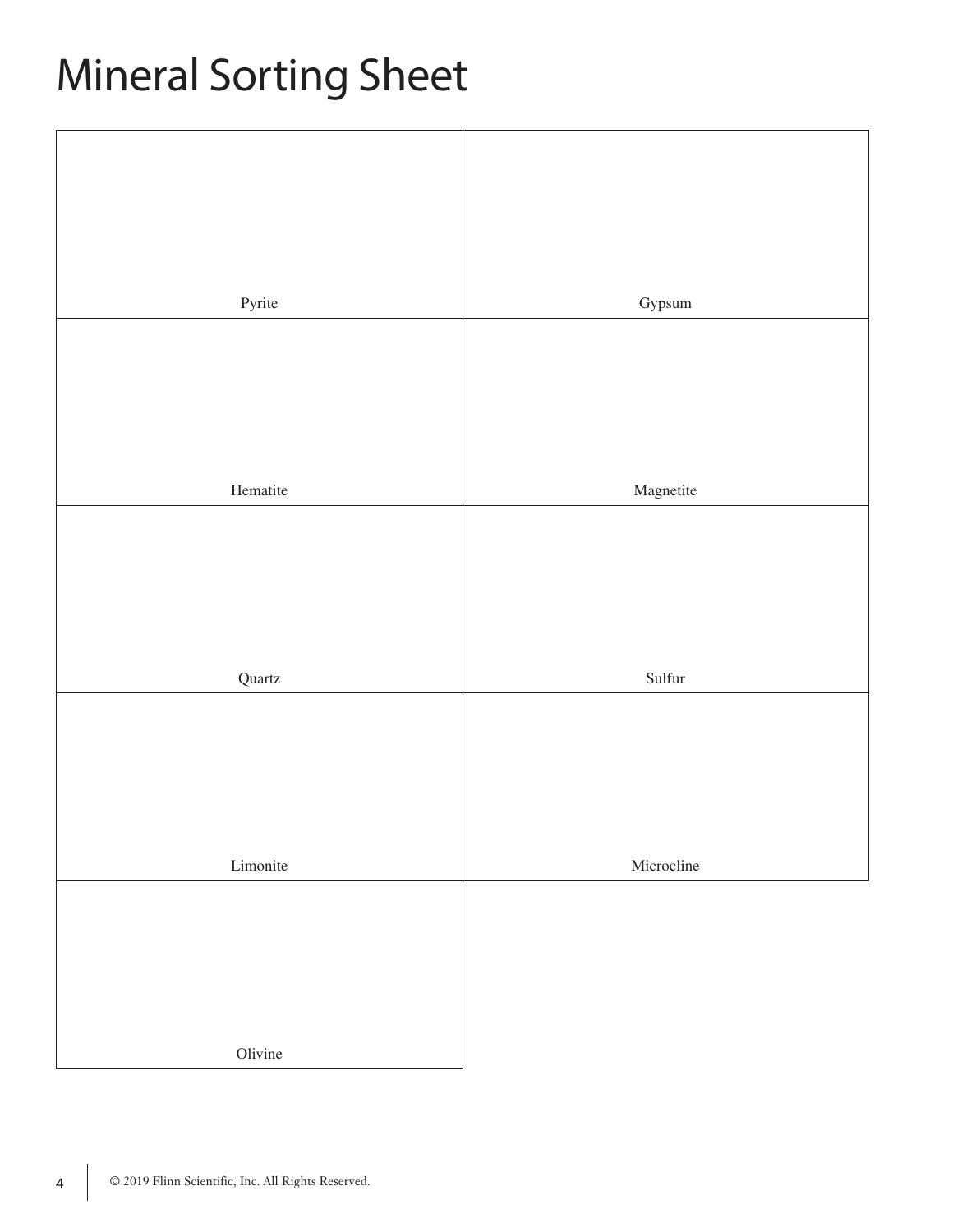# Mineral Sorting Sheet

| | |
|---|---|
| Pyrite | Gypsum |
| Hematite | Magnetite |
| Quartz | Sulfur |
| Limonite | Microcline |
| Olivine | |

© 2019 Flinn Scientific, Inc. All Rights Reserved.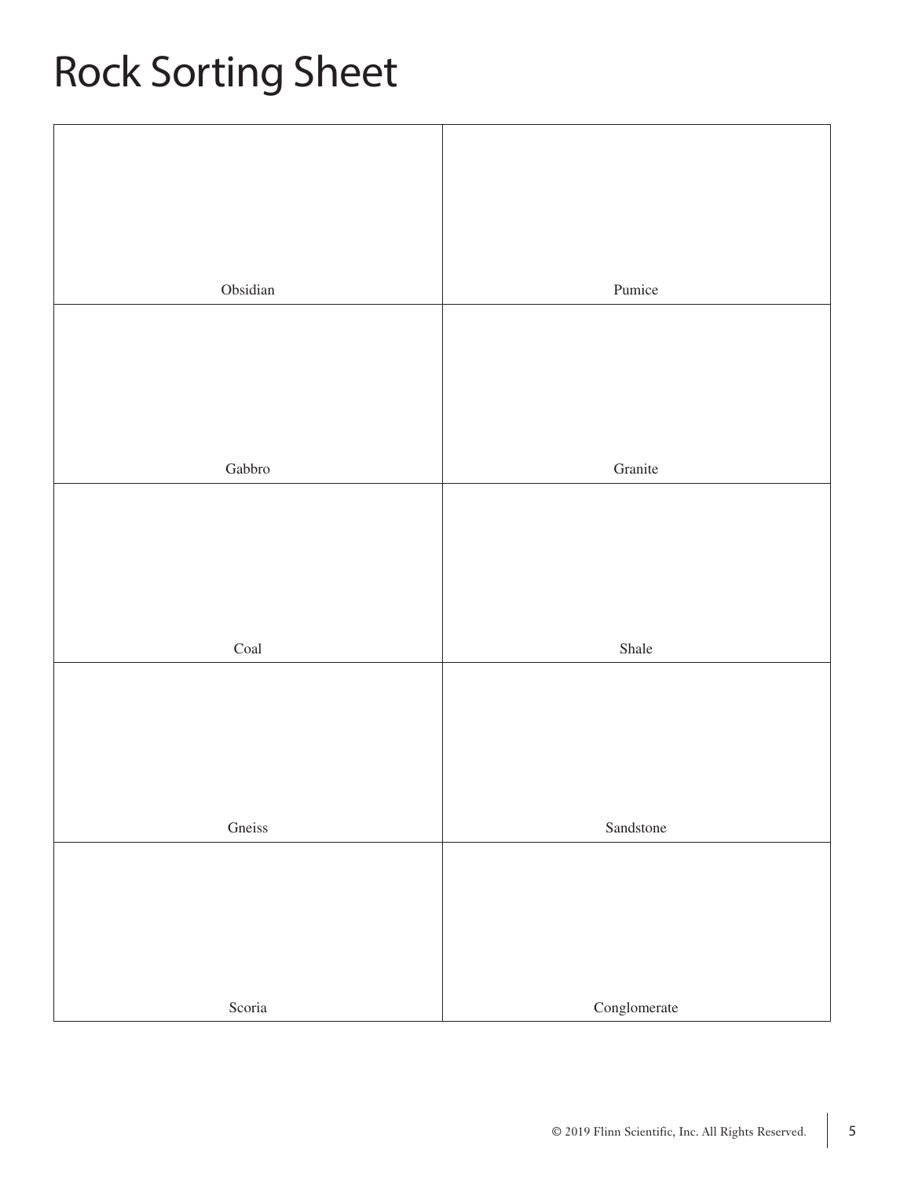# Rock Sorting Sheet

| | |
|---|---|
| Obsidian | Pumice |
| Gabbro | Granite |
| Coal | Shale |
| Gneiss | Sandstone |
| Scoria | Conglomerate |

© 2019 Flinn Scientific, Inc. All Rights Reserved.